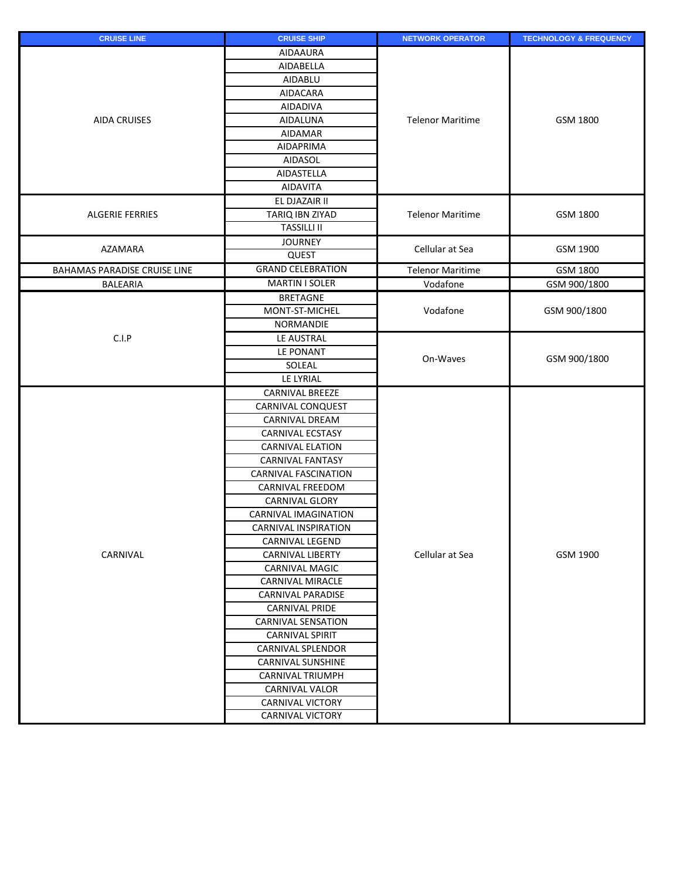| CRUISE LINE | CRUISE SHIP | NETWORK OPERATOR | TECHNOLOGY & FREQUENCY |
|---|---|---|---|
| AIDA CRUISES | AIDAAURA | Telenor Maritime | GSM 1800 |
| | AIDABELLA | | |
| | AIDABLU | | |
| | AIDACARA | | |
| | AIDADIVA | | |
| | AIDALUNA | | |
| | AIDAMAR | | |
| | AIDAPRIMA | | |
| | AIDASOL | | |
| | AIDASTELLA | | |
| | AIDAVITA | | |
| ALGERIE FERRIES | EL DJAZAIR II | Telenor Maritime | GSM 1800 |
| | TARIQ IBN ZIYAD | | |
| | TASSILLI II | | |
| AZAMARA | JOURNEY | Cellular at Sea | GSM 1900 |
| | QUEST | | |
| BAHAMAS PARADISE CRUISE LINE | GRAND CELEBRATION | Telenor Maritime | GSM 1800 |
| BALEARIA | MARTIN I SOLER | Vodafone | GSM 900/1800 |
| C.I.P | BRETAGNE | Vodafone | GSM 900/1800 |
| | MONT-ST-MICHEL | | |
| | NORMANDIE | | |
| | LE AUSTRAL | On-Waves | GSM 900/1800 |
| | LE PONANT | | |
| | SOLEAL | | |
| | LE LYRIAL | | |
| CARNIVAL | CARNIVAL BREEZE | Cellular at Sea | GSM 1900 |
| | CARNIVAL CONQUEST | | |
| | CARNIVAL DREAM | | |
| | CARNIVAL ECSTASY | | |
| | CARNIVAL ELATION | | |
| | CARNIVAL FANTASY | | |
| | CARNIVAL FASCINATION | | |
| | CARNIVAL FREEDOM | | |
| | CARNIVAL GLORY | | |
| | CARNIVAL IMAGINATION | | |
| | CARNIVAL INSPIRATION | | |
| | CARNIVAL LEGEND | | |
| | CARNIVAL LIBERTY | | |
| | CARNIVAL MAGIC | | |
| | CARNIVAL MIRACLE | | |
| | CARNIVAL PARADISE | | |
| | CARNIVAL PRIDE | | |
| | CARNIVAL SENSATION | | |
| | CARNIVAL SPIRIT | | |
| | CARNIVAL SPLENDOR | | |
| | CARNIVAL SUNSHINE | | |
| | CARNIVAL TRIUMPH | | |
| | CARNIVAL VALOR | | |
| | CARNIVAL VICTORY | | |
| | CARNIVAL VICTORY | | |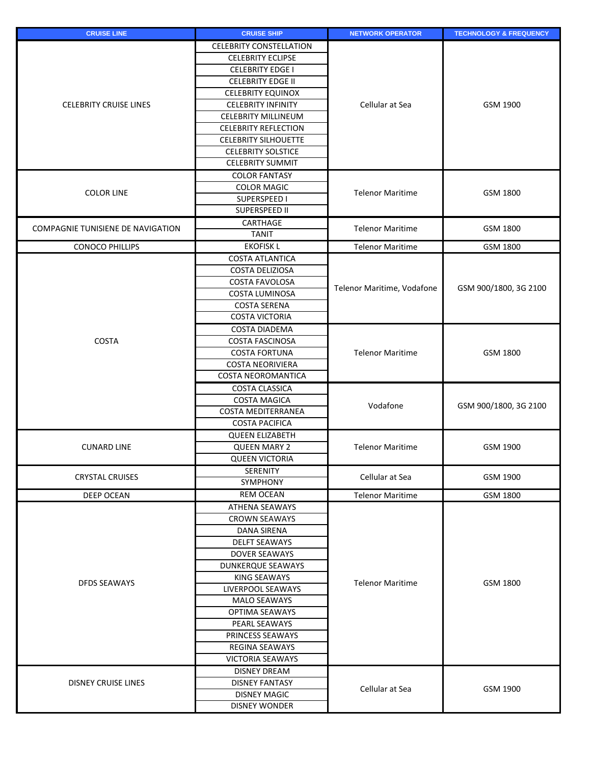| CRUISE LINE | CRUISE SHIP | NETWORK OPERATOR | TECHNOLOGY & FREQUENCY |
|---|---|---|---|
| CELEBRITY CRUISE LINES | CELEBRITY CONSTELLATION | Cellular at Sea | GSM 1900 |
| | CELEBRITY ECLIPSE | | |
| | CELEBRITY EDGE I | | |
| | CELEBRITY EDGE II | | |
| | CELEBRITY EQUINOX | | |
| | CELEBRITY INFINITY | | |
| | CELEBRITY MILLINEUM | | |
| | CELEBRITY REFLECTION | | |
| | CELEBRITY SILHOUETTE | | |
| | CELEBRITY SOLSTICE | | |
| | CELEBRITY SUMMIT | | |
| COLOR LINE | COLOR FANTASY | Telenor Maritime | GSM 1800 |
| | COLOR MAGIC | | |
| | SUPERSPEED I | | |
| | SUPERSPEED II | | |
| COMPAGNIE TUNISIENE DE NAVIGATION | CARTHAGE | Telenor Maritime | GSM 1800 |
| | TANIT | | |
| CONOCO PHILLIPS | EKOFISK L | Telenor Maritime | GSM 1800 |
| COSTA | COSTA ATLANTICA | Telenor Maritime, Vodafone | GSM 900/1800, 3G 2100 |
| | COSTA DELIZIOSA | | |
| | COSTA FAVOLOSA | | |
| | COSTA LUMINOSA | | |
| | COSTA SERENA | | |
| | COSTA VICTORIA | | |
| | COSTA DIADEMA | Telenor Maritime | GSM 1800 |
| | COSTA FASCINOSA | | |
| | COSTA FORTUNA | | |
| | COSTA NEORIVIERA | | |
| | COSTA NEOROMANTICA | | |
| | COSTA CLASSICA | Vodafone | GSM 900/1800, 3G 2100 |
| | COSTA MAGICA | | |
| | COSTA MEDITERRANEA | | |
| | COSTA PACIFICA | | |
| CUNARD LINE | QUEEN ELIZABETH | Telenor Maritime | GSM 1900 |
| | QUEEN MARY 2 | | |
| | QUEEN VICTORIA | | |
| CRYSTAL CRUISES | SERENITY | Cellular at Sea | GSM 1900 |
| | SYMPHONY | | |
| DEEP OCEAN | REM OCEAN | Telenor Maritime | GSM 1800 |
| DFDS SEAWAYS | ATHENA SEAWAYS | Telenor Maritime | GSM 1800 |
| | CROWN SEAWAYS | | |
| | DANA SIRENA | | |
| | DELFT SEAWAYS | | |
| | DOVER SEAWAYS | | |
| | DUNKERQUE SEAWAYS | | |
| | KING SEAWAYS | | |
| | LIVERPOOL SEAWAYS | | |
| | MALO SEAWAYS | | |
| | OPTIMA SEAWAYS | | |
| | PEARL SEAWAYS | | |
| | PRINCESS SEAWAYS | | |
| | REGINA SEAWAYS | | |
| | VICTORIA SEAWAYS | | |
| DISNEY CRUISE LINES | DISNEY DREAM | Cellular at Sea | GSM 1900 |
| | DISNEY FANTASY | | |
| | DISNEY MAGIC | | |
| | DISNEY WONDER | | |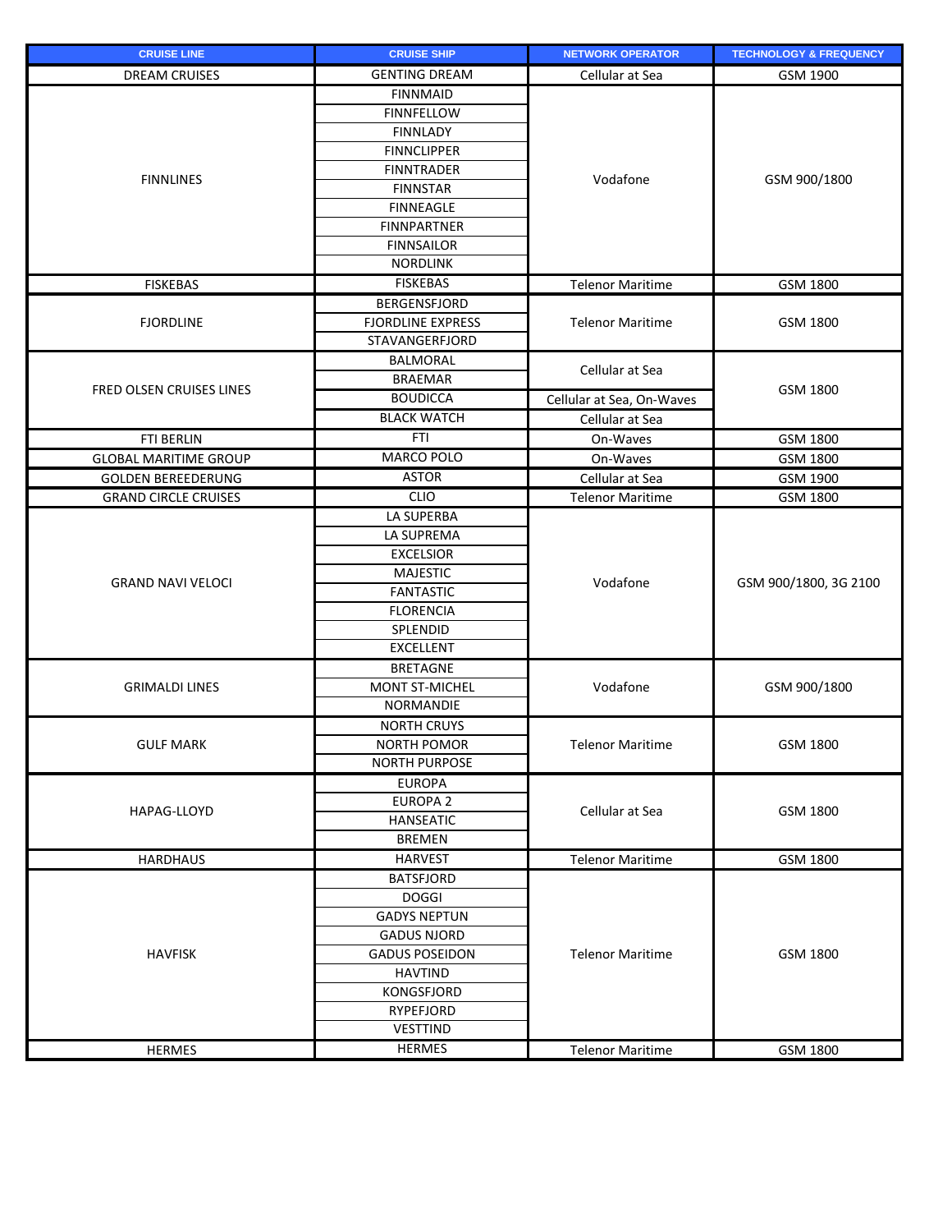| CRUISE LINE | CRUISE SHIP | NETWORK OPERATOR | TECHNOLOGY & FREQUENCY |
|---|---|---|---|
| DREAM CRUISES | GENTING DREAM | Cellular at Sea | GSM 1900 |
| FINNLINES | FINNMAID | Vodafone | GSM 900/1800 |
| | FINNFELLOW | | |
| | FINNLADY | | |
| | FINNCLIPPER | | |
| | FINNTRADER | | |
| | FINNSTAR | | |
| | FINNEAGLE | | |
| | FINNPARTNER | | |
| | FINNSAILOR | | |
| | NORDLINK | | |
| FISKEBAS | FISKEBAS | Telenor Maritime | GSM 1800 |
| FJORDLINE | BERGENSFJORD | Telenor Maritime | GSM 1800 |
| | FJORDLINE EXPRESS | | |
| | STAVANGERFJORD | | |
| FRED OLSEN CRUISES LINES | BALMORAL | Cellular at Sea | GSM 1800 |
| | BRAEMAR | | |
| | BOUDICCA | Cellular at Sea, On-Waves | |
| | BLACK WATCH | Cellular at Sea | |
| FTI BERLIN | FTI | On-Waves | GSM 1800 |
| GLOBAL MARITIME GROUP | MARCO POLO | On-Waves | GSM 1800 |
| GOLDEN BEREEDERUNG | ASTOR | Cellular at Sea | GSM 1900 |
| GRAND CIRCLE CRUISES | CLIO | Telenor Maritime | GSM 1800 |
| GRAND NAVI VELOCI | LA SUPERBA | Vodafone | GSM 900/1800, 3G 2100 |
| | LA SUPREMA | | |
| | EXCELSIOR | | |
| | MAJESTIC | | |
| | FANTASTIC | | |
| | FLORENCIA | | |
| | SPLENDID | | |
| | EXCELLENT | | |
| GRIMALDI LINES | BRETAGNE | Vodafone | GSM 900/1800 |
| | MONT ST-MICHEL | | |
| | NORMANDIE | | |
| GULF MARK | NORTH CRUYS | Telenor Maritime | GSM 1800 |
| | NORTH POMOR | | |
| | NORTH PURPOSE | | |
| HAPAG-LLOYD | EUROPA | Cellular at Sea | GSM 1800 |
| | EUROPA 2 | | |
| | HANSEATIC | | |
| | BREMEN | | |
| HARDHAUS | HARVEST | Telenor Maritime | GSM 1800 |
| HAVFISK | BATSFJORD | Telenor Maritime | GSM 1800 |
| | DOGGI | | |
| | GADYS NEPTUN | | |
| | GADUS NJORD | | |
| | GADUS POSEIDON | | |
| | HAVTIND | | |
| | KONGSFJORD | | |
| | RYPEFJORD | | |
| | VESTTIND | | |
| HERMES | HERMES | Telenor Maritime | GSM 1800 |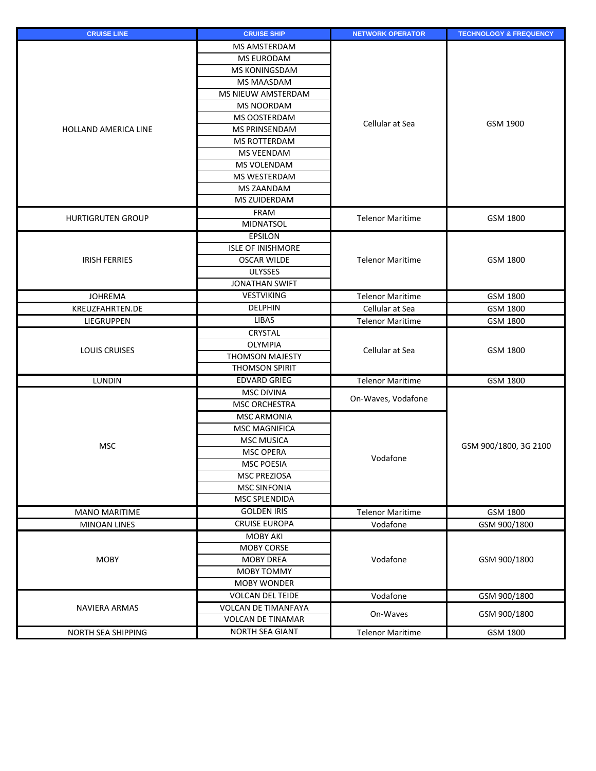| CRUISE LINE | CRUISE SHIP | NETWORK OPERATOR | TECHNOLOGY & FREQUENCY |
| --- | --- | --- | --- |
| HOLLAND AMERICA LINE | MS AMSTERDAM | Cellular at Sea | GSM 1900 |
| | MS EURODAM | | |
| | MS KONINGSDAM | | |
| | MS MAASDAM | | |
| | MS NIEUW AMSTERDAM | | |
| | MS NOORDAM | | |
| | MS OOSTERDAM | | |
| | MS PRINSENDAM | | |
| | MS ROTTERDAM | | |
| | MS VEENDAM | | |
| | MS VOLENDAM | | |
| | MS WESTERDAM | | |
| | MS ZAANDAM | | |
| | MS ZUIDERDAM | | |
| HURTIGRUTEN GROUP | FRAM | Telenor Maritime | GSM 1800 |
| | MIDNATSOL | | |
| IRISH FERRIES | EPSILON | Telenor Maritime | GSM 1800 |
| | ISLE OF INISHMORE | | |
| | OSCAR WILDE | | |
| | ULYSSES | | |
| | JONATHAN SWIFT | | |
| JOHREMA | VESTVIKING | Telenor Maritime | GSM 1800 |
| KREUZFAHRTEN.DE | DELPHIN | Cellular at Sea | GSM 1800 |
| LIEGRUPPEN | LIBAS | Telenor Maritime | GSM 1800 |
| LOUIS CRUISES | CRYSTAL | Cellular at Sea | GSM 1800 |
| | OLYMPIA | | |
| | THOMSON MAJESTY | | |
| | THOMSON SPIRIT | | |
| LUNDIN | EDVARD GRIEG | Telenor Maritime | GSM 1800 |
| MSC | MSC DIVINA | On-Waves, Vodafone | GSM 900/1800, 3G 2100 |
| | MSC ORCHESTRA | | |
| | MSC ARMONIA | Vodafone | |
| | MSC MAGNIFICA | | |
| | MSC MUSICA | | |
| | MSC OPERA | | |
| | MSC POESIA | | |
| | MSC PREZIOSA | | |
| | MSC SINFONIA | | |
| | MSC SPLENDIDA | | |
| MANO MARITIME | GOLDEN IRIS | Telenor Maritime | GSM 1800 |
| MINOAN LINES | CRUISE EUROPA | Vodafone | GSM 900/1800 |
| MOBY | MOBY AKI | Vodafone | GSM 900/1800 |
| | MOBY CORSE | | |
| | MOBY DREA | | |
| | MOBY TOMMY | | |
| | MOBY WONDER | | |
| NAVIERA ARMAS | VOLCAN DEL TEIDE | Vodafone | GSM 900/1800 |
| | VOLCAN DE TIMANFAYA | On-Waves | GSM 900/1800 |
| | VOLCAN DE TINAMAR | | |
| NORTH SEA SHIPPING | NORTH SEA GIANT | Telenor Maritime | GSM 1800 |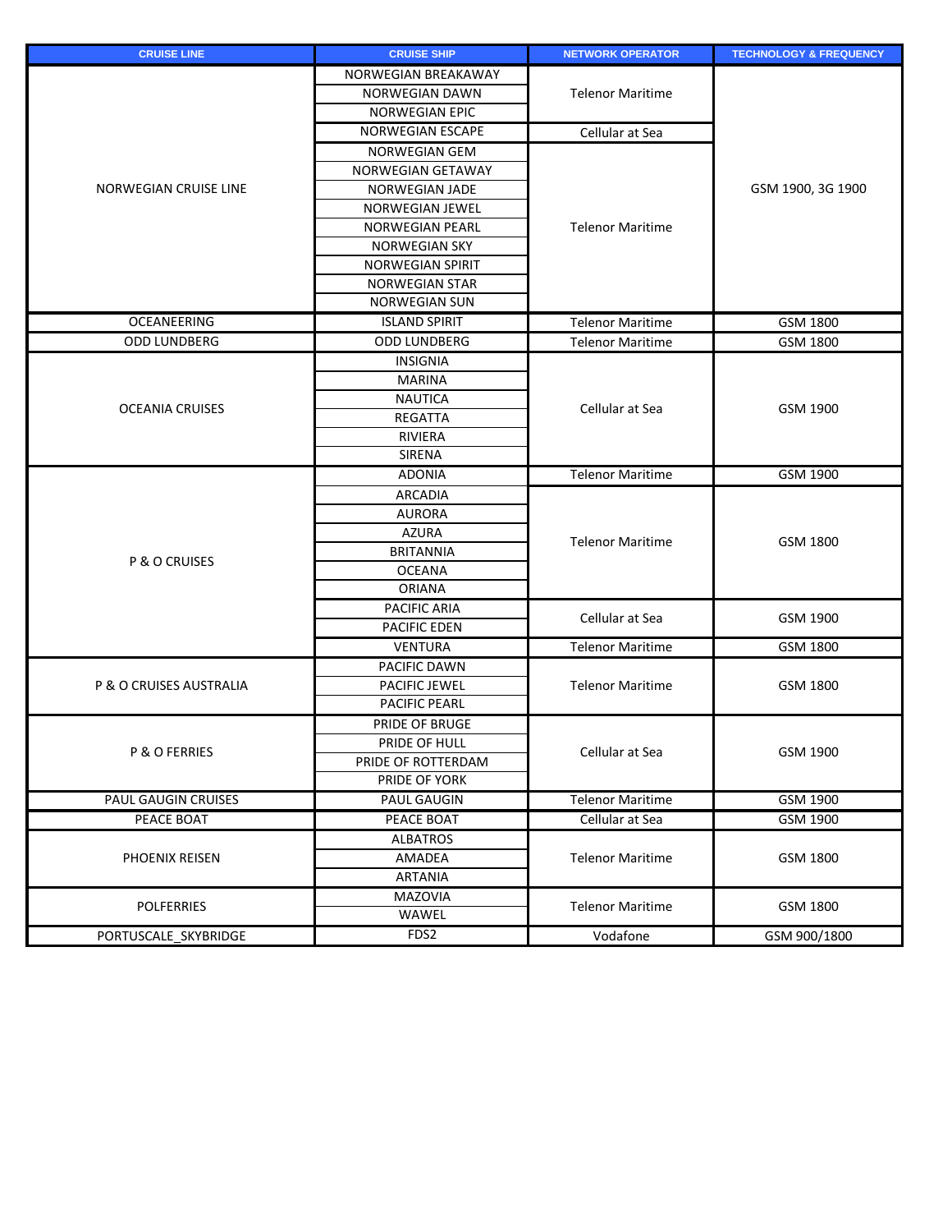| CRUISE LINE | CRUISE SHIP | NETWORK OPERATOR | TECHNOLOGY & FREQUENCY |
|---|---|---|---|
| NORWEGIAN CRUISE LINE | NORWEGIAN BREAKAWAY | Telenor Maritime | GSM 1900, 3G 1900 |
| | NORWEGIAN DAWN | | |
| | NORWEGIAN EPIC | | |
| | NORWEGIAN ESCAPE | Cellular at Sea | |
| | NORWEGIAN GEM | Telenor Maritime | |
| | NORWEGIAN GETAWAY | | |
| | NORWEGIAN JADE | | |
| | NORWEGIAN JEWEL | | |
| | NORWEGIAN PEARL | | |
| | NORWEGIAN SKY | | |
| | NORWEGIAN SPIRIT | | |
| | NORWEGIAN STAR | | |
| | NORWEGIAN SUN | | |
| OCEANEERING | ISLAND SPIRIT | Telenor Maritime | GSM 1800 |
| ODD LUNDBERG | ODD LUNDBERG | Telenor Maritime | GSM 1800 |
| OCEANIA CRUISES | INSIGNIA | Cellular at Sea | GSM 1900 |
| | MARINA | | |
| | NAUTICA | | |
| | REGATTA | | |
| | RIVIERA | | |
| | SIRENA | | |
| P & O CRUISES | ADONIA | Telenor Maritime | GSM 1900 |
| | ARCADIA | Telenor Maritime | GSM 1800 |
| | AURORA | | |
| | AZURA | | |
| | BRITANNIA | | |
| | OCEANA | | |
| | ORIANA | | |
| | PACIFIC ARIA | Cellular at Sea | GSM 1900 |
| | PACIFIC EDEN | | |
| | VENTURA | Telenor Maritime | GSM 1800 |
| P & O CRUISES AUSTRALIA | PACIFIC DAWN | Telenor Maritime | GSM 1800 |
| | PACIFIC JEWEL | | |
| | PACIFIC PEARL | | |
| P & O FERRIES | PRIDE OF BRUGE | Cellular at Sea | GSM 1900 |
| | PRIDE OF HULL | | |
| | PRIDE OF ROTTERDAM | | |
| | PRIDE OF YORK | | |
| PAUL GAUGIN CRUISES | PAUL GAUGIN | Telenor Maritime | GSM 1900 |
| PEACE BOAT | PEACE BOAT | Cellular at Sea | GSM 1900 |
| PHOENIX REISEN | ALBATROS | Telenor Maritime | GSM 1800 |
| | AMADEA | | |
| | ARTANIA | | |
| POLFERRIES | MAZOVIA | Telenor Maritime | GSM 1800 |
| | WAWEL | | |
| PORTUSCALE_SKYBRIDGE | FDS2 | Vodafone | GSM 900/1800 |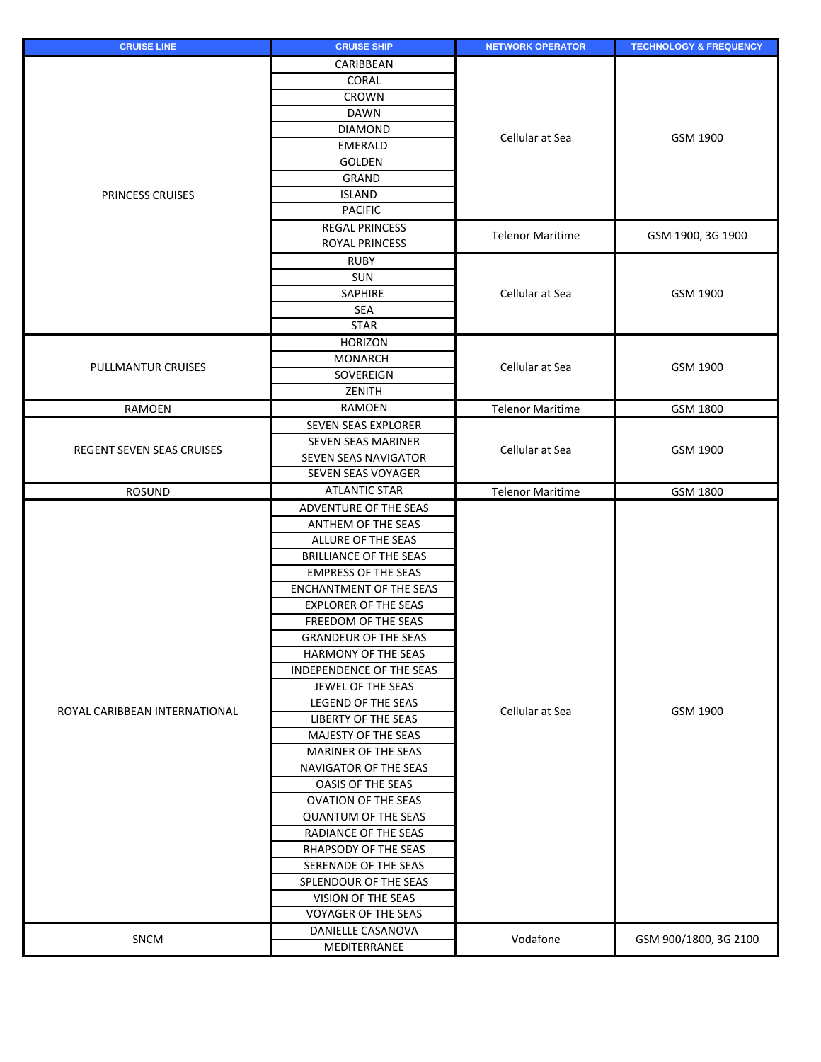| CRUISE LINE | CRUISE SHIP | NETWORK OPERATOR | TECHNOLOGY & FREQUENCY |
|---|---|---|---|
| PRINCESS CRUISES | CARIBBEAN | Cellular at Sea | GSM 1900 |
| | CORAL | | |
| | CROWN | | |
| | DAWN | | |
| | DIAMOND | | |
| | EMERALD | | |
| | GOLDEN | | |
| | GRAND | | |
| | ISLAND | | |
| | PACIFIC | | |
| | REGAL PRINCESS | Telenor Maritime | GSM 1900, 3G 1900 |
| | ROYAL PRINCESS | | |
| | RUBY | Cellular at Sea | GSM 1900 |
| | SUN | | |
| | SAPHIRE | | |
| | SEA | | |
| | STAR | | |
| PULLMANTUR CRUISES | HORIZON | Cellular at Sea | GSM 1900 |
| | MONARCH | | |
| | SOVEREIGN | | |
| | ZENITH | | |
| RAMOEN | RAMOEN | Telenor Maritime | GSM 1800 |
| REGENT SEVEN SEAS CRUISES | SEVEN SEAS EXPLORER | Cellular at Sea | GSM 1900 |
| | SEVEN SEAS MARINER | | |
| | SEVEN SEAS NAVIGATOR | | |
| | SEVEN SEAS VOYAGER | | |
| ROSUND | ATLANTIC STAR | Telenor Maritime | GSM 1800 |
| ROYAL CARIBBEAN INTERNATIONAL | ADVENTURE OF THE SEAS | Cellular at Sea | GSM 1900 |
| | ANTHEM OF THE SEAS | | |
| | ALLURE OF THE SEAS | | |
| | BRILLIANCE OF THE SEAS | | |
| | EMPRESS OF THE SEAS | | |
| | ENCHANTMENT OF THE SEAS | | |
| | EXPLORER OF THE SEAS | | |
| | FREEDOM OF THE SEAS | | |
| | GRANDEUR OF THE SEAS | | |
| | HARMONY OF THE SEAS | | |
| | INDEPENDENCE OF THE SEAS | | |
| | JEWEL OF THE SEAS | | |
| | LEGEND OF THE SEAS | | |
| | LIBERTY OF THE SEAS | | |
| | MAJESTY OF THE SEAS | | |
| | MARINER OF THE SEAS | | |
| | NAVIGATOR OF THE SEAS | | |
| | OASIS OF THE SEAS | | |
| | OVATION OF THE SEAS | | |
| | QUANTUM OF THE SEAS | | |
| | RADIANCE OF THE SEAS | | |
| | RHAPSODY OF THE SEAS | | |
| | SERENADE OF THE SEAS | | |
| | SPLENDOUR OF THE SEAS | | |
| | VISION OF THE SEAS | | |
| | VOYAGER OF THE SEAS | | |
| SNCM | DANIELLE CASANOVA | Vodafone | GSM 900/1800, 3G 2100 |
| | MEDITERRANEE | | |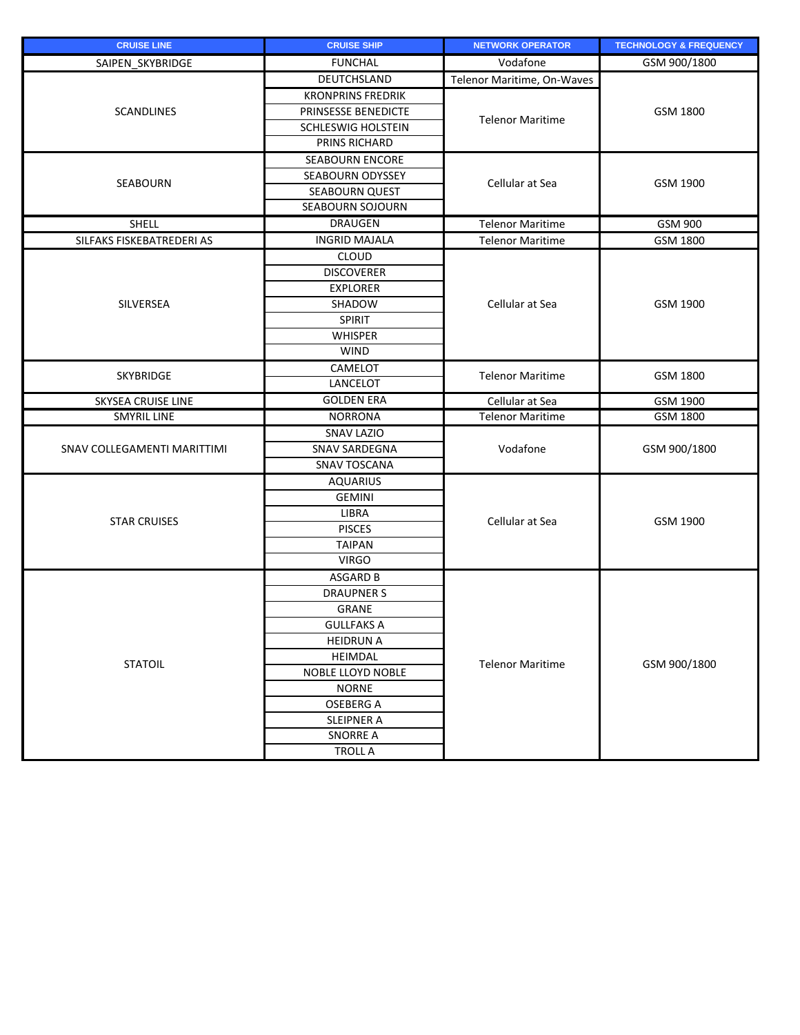| CRUISE LINE | CRUISE SHIP | NETWORK OPERATOR | TECHNOLOGY & FREQUENCY |
|---|---|---|---|
| SAIPEN_SKYBRIDGE | FUNCHAL | Vodafone | GSM 900/1800 |
| SCANDLINES | DEUTCHSLAND | Telenor Maritime, On-Waves | GSM 1800 |
| | KRONPRINS FREDRIK | Telenor Maritime | |
| | PRINSESSE BENEDICTE | | |
| | SCHLESWIG HOLSTEIN | | |
| | PRINS RICHARD | | |
| SEABOURN | SEABOURN ENCORE | Cellular at Sea | GSM 1900 |
| | SEABOURN ODYSSEY | | |
| | SEABOURN QUEST | | |
| | SEABOURN SOJOURN | | |
| SHELL | DRAUGEN | Telenor Maritime | GSM 900 |
| SILFAKS FISKEBATREDERI AS | INGRID MAJALA | Telenor Maritime | GSM 1800 |
| SILVERSEA | CLOUD | Cellular at Sea | GSM 1900 |
| | DISCOVERER | | |
| | EXPLORER | | |
| | SHADOW | | |
| | SPIRIT | | |
| | WHISPER | | |
| | WIND | | |
| SKYBRIDGE | CAMELOT | Telenor Maritime | GSM 1800 |
| | LANCELOT | | |
| SKYSEA CRUISE LINE | GOLDEN ERA | Cellular at Sea | GSM 1900 |
| SMYRIL LINE | NORRONA | Telenor Maritime | GSM 1800 |
| SNAV COLLEGAMENTI MARITTIMI | SNAV LAZIO | Vodafone | GSM 900/1800 |
| | SNAV SARDEGNA | | |
| | SNAV TOSCANA | | |
| STAR CRUISES | AQUARIUS | Cellular at Sea | GSM 1900 |
| | GEMINI | | |
| | LIBRA | | |
| | PISCES | | |
| | TAIPAN | | |
| | VIRGO | | |
| STATOIL | ASGARD B | Telenor Maritime | GSM 900/1800 |
| | DRAUPNER S | | |
| | GRANE | | |
| | GULLFAKS A | | |
| | HEIDRUN A | | |
| | HEIMDAL | | |
| | NOBLE LLOYD NOBLE | | |
| | NORNE | | |
| | OSEBERG A | | |
| | SLEIPNER A | | |
| | SNORRE A | | |
| | TROLL A | | |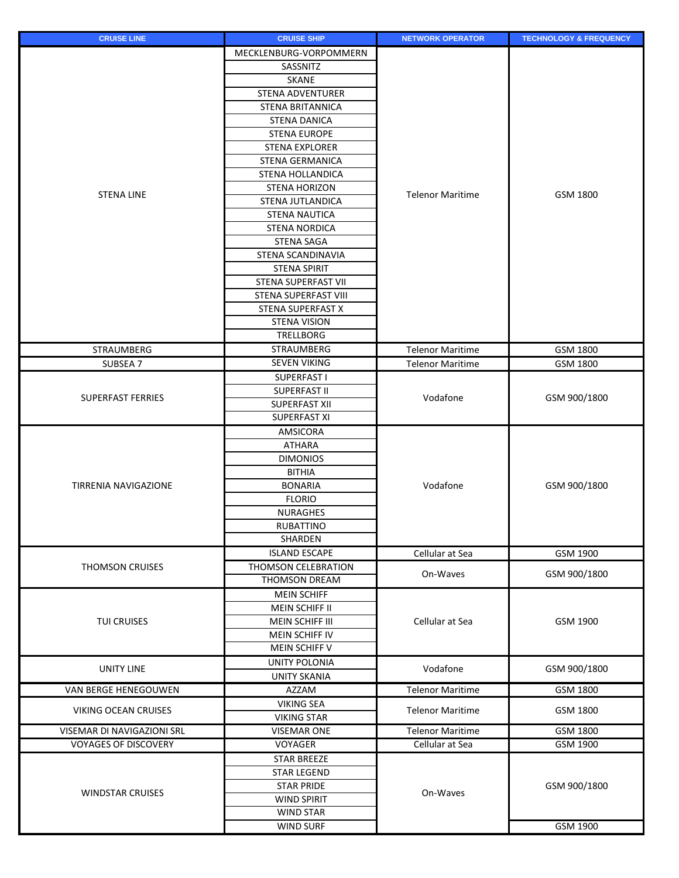| CRUISE LINE | CRUISE SHIP | NETWORK OPERATOR | TECHNOLOGY & FREQUENCY |
|---|---|---|---|
| STENA LINE | MECKLENBURG-VORPOMMERN | Telenor Maritime | GSM 1800 |
| | SASSNITZ | | |
| | SKANE | | |
| | STENA ADVENTURER | | |
| | STENA BRITANNICA | | |
| | STENA DANICA | | |
| | STENA EUROPE | | |
| | STENA EXPLORER | | |
| | STENA GERMANICA | | |
| | STENA HOLLANDICA | | |
| | STENA HORIZON | | |
| | STENA JUTLANDICA | | |
| | STENA NAUTICA | | |
| | STENA NORDICA | | |
| | STENA SAGA | | |
| | STENA SCANDINAVIA | | |
| | STENA SPIRIT | | |
| | STENA SUPERFAST VII | | |
| | STENA SUPERFAST VIII | | |
| | STENA SUPERFAST X | | |
| | STENA VISION | | |
| | TRELLBORG | | |
| STRAUMBERG | STRAUMBERG | Telenor Maritime | GSM 1800 |
| SUBSEA 7 | SEVEN VIKING | Telenor Maritime | GSM 1800 |
| SUPERFAST FERRIES | SUPERFAST I | Vodafone | GSM 900/1800 |
| | SUPERFAST II | | |
| | SUPERFAST XII | | |
| | SUPERFAST XI | | |
| TIRRENIA NAVIGAZIONE | AMSICORA | Vodafone | GSM 900/1800 |
| | ATHARA | | |
| | DIMONIOS | | |
| | BITHIA | | |
| | BONARIA | | |
| | FLORIO | | |
| | NURAGHES | | |
| | RUBATTINO | | |
| | SHARDEN | | |
| THOMSON CRUISES | ISLAND ESCAPE | Cellular at Sea | GSM 1900 |
| | THOMSON CELEBRATION | On-Waves | GSM 900/1800 |
| | THOMSON DREAM | | |
| TUI CRUISES | MEIN SCHIFF | Cellular at Sea | GSM 1900 |
| | MEIN SCHIFF II | | |
| | MEIN SCHIFF III | | |
| | MEIN SCHIFF IV | | |
| | MEIN SCHIFF V | | |
| UNITY LINE | UNITY POLONIA | Vodafone | GSM 900/1800 |
| | UNITY SKANIA | | |
| VAN BERGE HENEGOUWEN | AZZAM | Telenor Maritime | GSM 1800 |
| VIKING OCEAN CRUISES | VIKING SEA | Telenor Maritime | GSM 1800 |
| | VIKING STAR | | |
| VISEMAR DI NAVIGAZIONI SRL | VISEMAR ONE | Telenor Maritime | GSM 1800 |
| VOYAGES OF DISCOVERY | VOYAGER | Cellular at Sea | GSM 1900 |
| WINDSTAR CRUISES | STAR BREEZE | On-Waves | GSM 900/1800 |
| | STAR LEGEND | | |
| | STAR PRIDE | | |
| | WIND SPIRIT | | |
| | WIND STAR | | |
| | WIND SURF | | GSM 1900 |